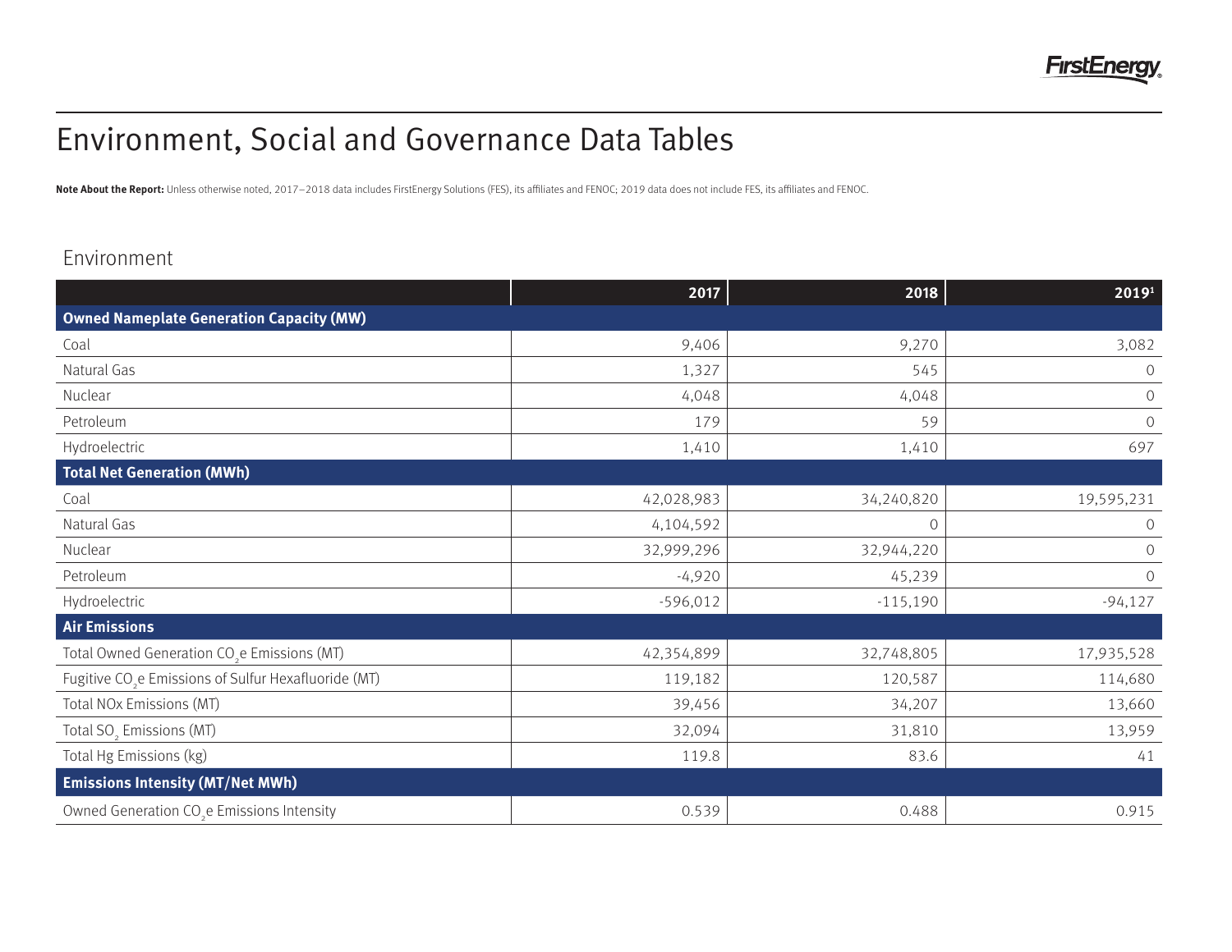# Environment, Social and Governance Data Tables

**Note About the Report:** Unless otherwise noted, 2017–2018 data includes FirstEnergy Solutions (FES), its affiliates and FENOC; 2019 data does not include FES, its affiliates and FENOC.

## Environment

| | 2017 | 2018 | 2019[1] |
|---|---|---|---|
| **Owned Nameplate Generation Capacity (MW)** | | | |
| Coal | 9,406 | 9,270 | 3,082 |
| Natural Gas | 1,327 | 545 | 0 |
| Nuclear | 4,048 | 4,048 | 0 |
| Petroleum | 179 | 59 | 0 |
| Hydroelectric | 1,410 | 1,410 | 697 |
| **Total Net Generation (MWh)** | | | |
| Coal | 42,028,983 | 34,240,820 | 19,595,231 |
| Natural Gas | 4,104,592 | 0 | 0 |
| Nuclear | 32,999,296 | 32,944,220 | 0 |
| Petroleum | -4,920 | 45,239 | 0 |
| Hydroelectric | -596,012 | -115,190 | -94,127 |
| **Air Emissions** | | | |
| Total Owned Generation $CO_2e$ Emissions (MT) | 42,354,899 | 32,748,805 | 17,935,528 |
| Fugitive $CO_2e$ Emissions of Sulfur Hexafluoride (MT) | 119,182 | 120,587 | 114,680 |
| Total NOx Emissions (MT) | 39,456 | 34,207 | 13,660 |
| Total $SO_2$ Emissions (MT) | 32,094 | 31,810 | 13,959 |
| Total Hg Emissions (kg) | 119.8 | 83.6 | 41 |
| **Emissions Intensity (MT/Net MWh)** | | | |
| Owned Generation $CO_2e$ Emissions Intensity | 0.539 | 0.488 | 0.915 |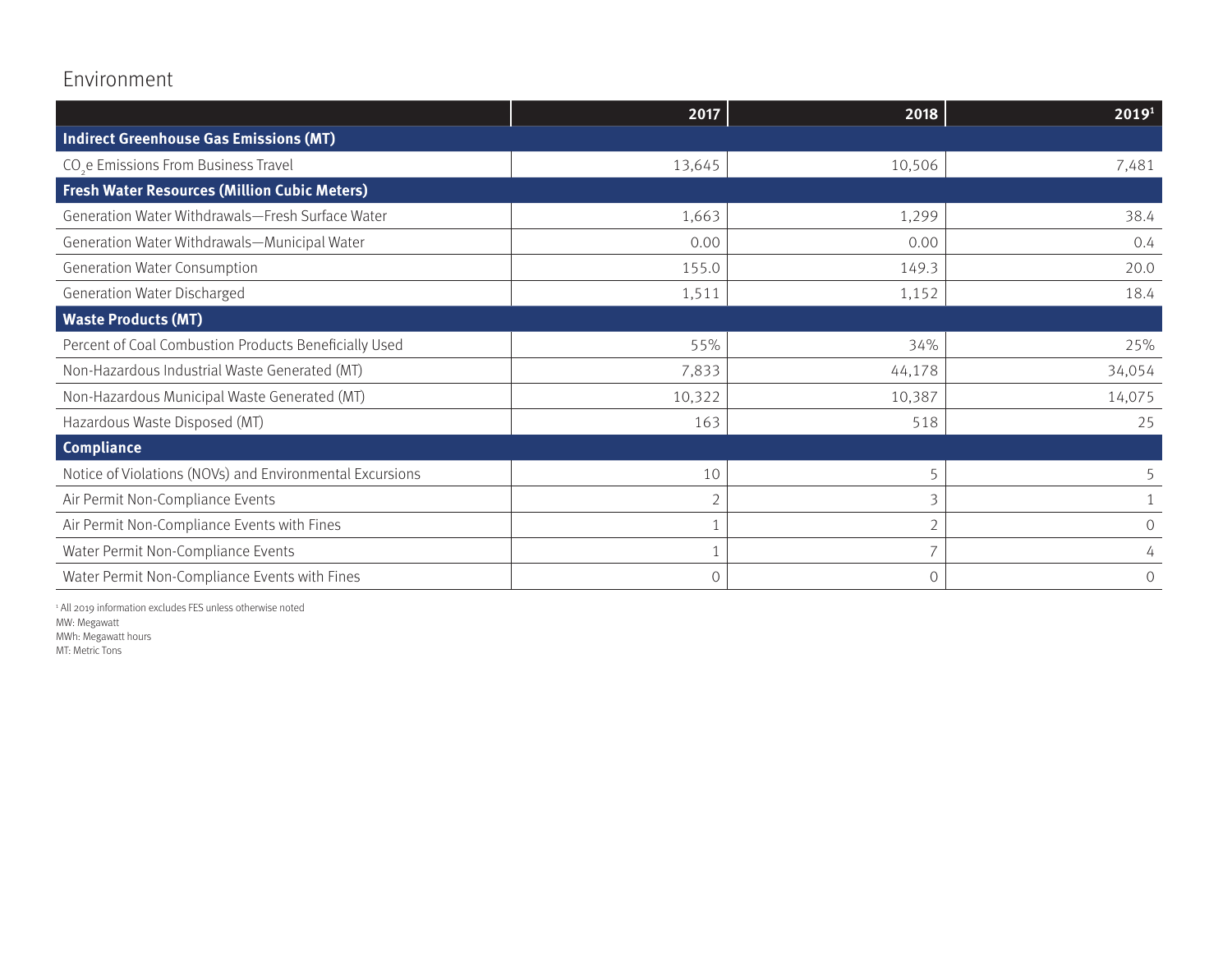## Environment

| | 2017 | 2018 | 2019[1] |
|---|---|---|---|
| **Indirect Greenhouse Gas Emissions (MT)** | | | |
| $CO_2e$ Emissions From Business Travel | 13,645 | 10,506 | 7,481 |
| **Fresh Water Resources (Million Cubic Meters)** | | | |
| Generation Water Withdrawals—Fresh Surface Water | 1,663 | 1,299 | 38.4 |
| Generation Water Withdrawals—Municipal Water | 0.00 | 0.00 | 0.4 |
| Generation Water Consumption | 155.0 | 149.3 | 20.0 |
| Generation Water Discharged | 1,511 | 1,152 | 18.4 |
| **Waste Products (MT)** | | | |
| Percent of Coal Combustion Products Beneficially Used | 55% | 34% | 25% |
| Non-Hazardous Industrial Waste Generated (MT) | 7,833 | 44,178 | 34,054 |
| Non-Hazardous Municipal Waste Generated (MT) | 10,322 | 10,387 | 14,075 |
| Hazardous Waste Disposed (MT) | 163 | 518 | 25 |
| **Compliance** | | | |
| Notice of Violations (NOVs) and Environmental Excursions | 10 | 5 | 5 |
| Air Permit Non-Compliance Events | 2 | 3 | 1 |
| Air Permit Non-Compliance Events with Fines | 1 | 2 | 0 |
| Water Permit Non-Compliance Events | 1 | 7 | 4 |
| Water Permit Non-Compliance Events with Fines | 0 | 0 | 0 |

[1] All 2019 information excludes FES unless otherwise noted
MW: Megawatt
MWh: Megawatt hours
MT: Metric Tons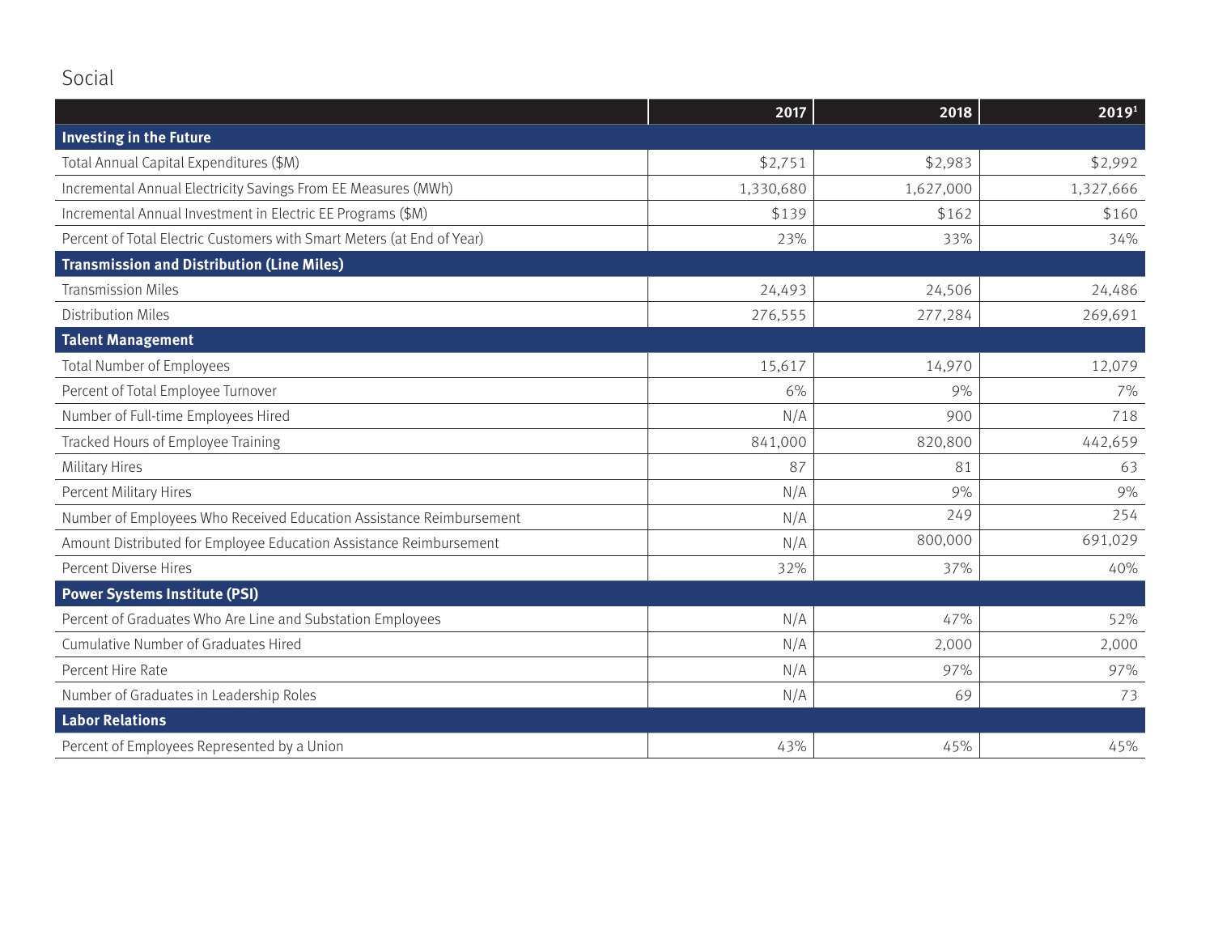## Social

| | 2017 | 2018 | 2019[1] |
|---|---|---|---|
| **Investing in the Future** | | | |
| Total Annual Capital Expenditures ($M) | $2,751 | $2,983 | $2,992 |
| Incremental Annual Electricity Savings From EE Measures (MWh) | 1,330,680 | 1,627,000 | 1,327,666 |
| Incremental Annual Investment in Electric EE Programs ($M) | $139 | $162 | $160 |
| Percent of Total Electric Customers with Smart Meters (at End of Year) | 23% | 33% | 34% |
| **Transmission and Distribution (Line Miles)** | | | |
| Transmission Miles | 24,493 | 24,506 | 24,486 |
| Distribution Miles | 276,555 | 277,284 | 269,691 |
| **Talent Management** | | | |
| Total Number of Employees | 15,617 | 14,970 | 12,079 |
| Percent of Total Employee Turnover | 6% | 9% | 7% |
| Number of Full-time Employees Hired | N/A | 900 | 718 |
| Tracked Hours of Employee Training | 841,000 | 820,800 | 442,659 |
| Military Hires | 87 | 81 | 63 |
| Percent Military Hires | N/A | 9% | 9% |
| Number of Employees Who Received Education Assistance Reimbursement | N/A | 249 | 254 |
| Amount Distributed for Employee Education Assistance Reimbursement | N/A | 800,000 | 691,029 |
| Percent Diverse Hires | 32% | 37% | 40% |
| **Power Systems Institute (PSI)** | | | |
| Percent of Graduates Who Are Line and Substation Employees | N/A | 47% | 52% |
| Cumulative Number of Graduates Hired | N/A | 2,000 | 2,000 |
| Percent Hire Rate | N/A | 97% | 97% |
| Number of Graduates in Leadership Roles | N/A | 69 | 73 |
| **Labor Relations** | | | |
| Percent of Employees Represented by a Union | 43% | 45% | 45% |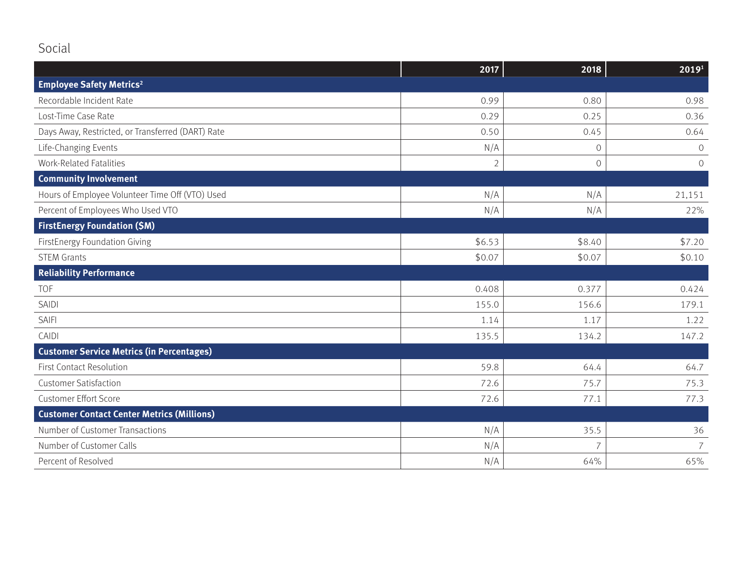## Social

| | 2017 | 2018 | 2019[1] |
|---|---|---|---|
| **Employee Safety Metrics[2]** | | | |
| Recordable Incident Rate | 0.99 | 0.80 | 0.98 |
| Lost-Time Case Rate | 0.29 | 0.25 | 0.36 |
| Days Away, Restricted, or Transferred (DART) Rate | 0.50 | 0.45 | 0.64 |
| Life-Changing Events | N/A | 0 | 0 |
| Work-Related Fatalities | 2 | 0 | 0 |
| **Community Involvement** | | | |
| Hours of Employee Volunteer Time Off (VTO) Used | N/A | N/A | 21,151 |
| Percent of Employees Who Used VTO | N/A | N/A | 22% |
| **FirstEnergy Foundation ($M)** | | | |
| FirstEnergy Foundation Giving | $6.53 | $8.40 | $7.20 |
| STEM Grants | $0.07 | $0.07 | $0.10 |
| **Reliability Performance** | | | |
| TOF | 0.408 | 0.377 | 0.424 |
| SAIDI | 155.0 | 156.6 | 179.1 |
| SAIFI | 1.14 | 1.17 | 1.22 |
| CAIDI | 135.5 | 134.2 | 147.2 |
| **Customer Service Metrics (in Percentages)** | | | |
| First Contact Resolution | 59.8 | 64.4 | 64.7 |
| Customer Satisfaction | 72.6 | 75.7 | 75.3 |
| Customer Effort Score | 72.6 | 77.1 | 77.3 |
| **Customer Contact Center Metrics (Millions)** | | | |
| Number of Customer Transactions | N/A | 35.5 | 36 |
| Number of Customer Calls | N/A | 7 | 7 |
| Percent of Resolved | N/A | 64% | 65% |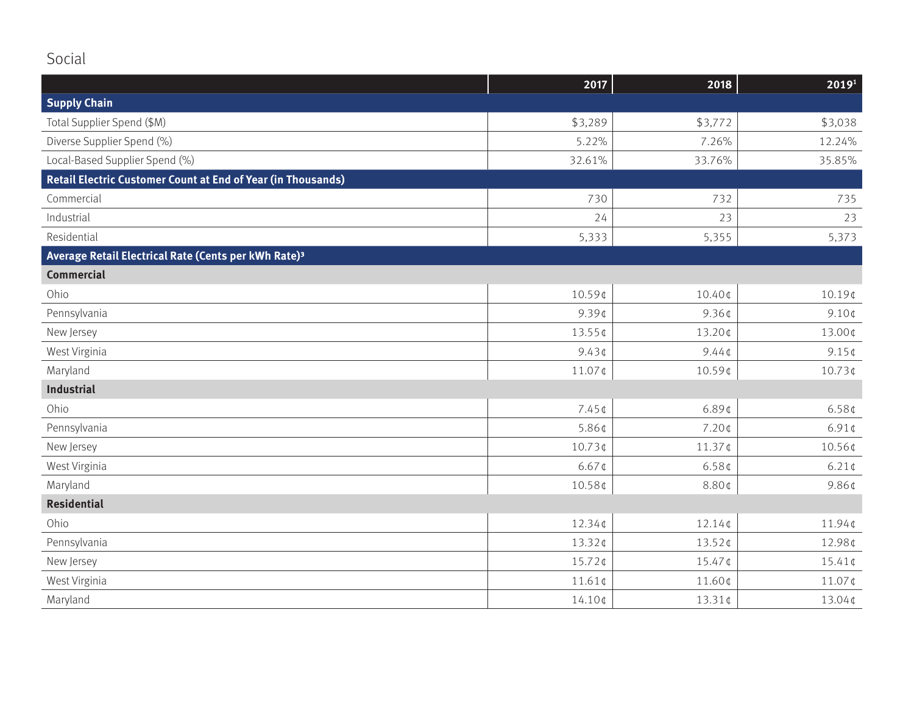## Social

| | 2017 | 2018 | 2019[1] |
|---|---|---|---|
| **Supply Chain** | | | |
| Total Supplier Spend ($M) | $3,289 | $3,772 | $3,038 |
| Diverse Supplier Spend (%) | 5.22% | 7.26% | 12.24% |
| Local-Based Supplier Spend (%) | 32.61% | 33.76% | 35.85% |
| **Retail Electric Customer Count at End of Year (in Thousands)** | | | |
| Commercial | 730 | 732 | 735 |
| Industrial | 24 | 23 | 23 |
| Residential | 5,333 | 5,355 | 5,373 |
| **Average Retail Electrical Rate (Cents per kWh Rate)[3]** | | | |
| **Commercial** | | | |
| Ohio | 10.59¢ | 10.40¢ | 10.19¢ |
| Pennsylvania | 9.39¢ | 9.36¢ | 9.10¢ |
| New Jersey | 13.55¢ | 13.20¢ | 13.00¢ |
| West Virginia | 9.43¢ | 9.44¢ | 9.15¢ |
| Maryland | 11.07¢ | 10.59¢ | 10.73¢ |
| **Industrial** | | | |
| Ohio | 7.45¢ | 6.89¢ | 6.58¢ |
| Pennsylvania | 5.86¢ | 7.20¢ | 6.91¢ |
| New Jersey | 10.73¢ | 11.37¢ | 10.56¢ |
| West Virginia | 6.67¢ | 6.58¢ | 6.21¢ |
| Maryland | 10.58¢ | 8.80¢ | 9.86¢ |
| **Residential** | | | |
| Ohio | 12.34¢ | 12.14¢ | 11.94¢ |
| Pennsylvania | 13.32¢ | 13.52¢ | 12.98¢ |
| New Jersey | 15.72¢ | 15.47¢ | 15.41¢ |
| West Virginia | 11.61¢ | 11.60¢ | 11.07¢ |
| Maryland | 14.10¢ | 13.31¢ | 13.04¢ |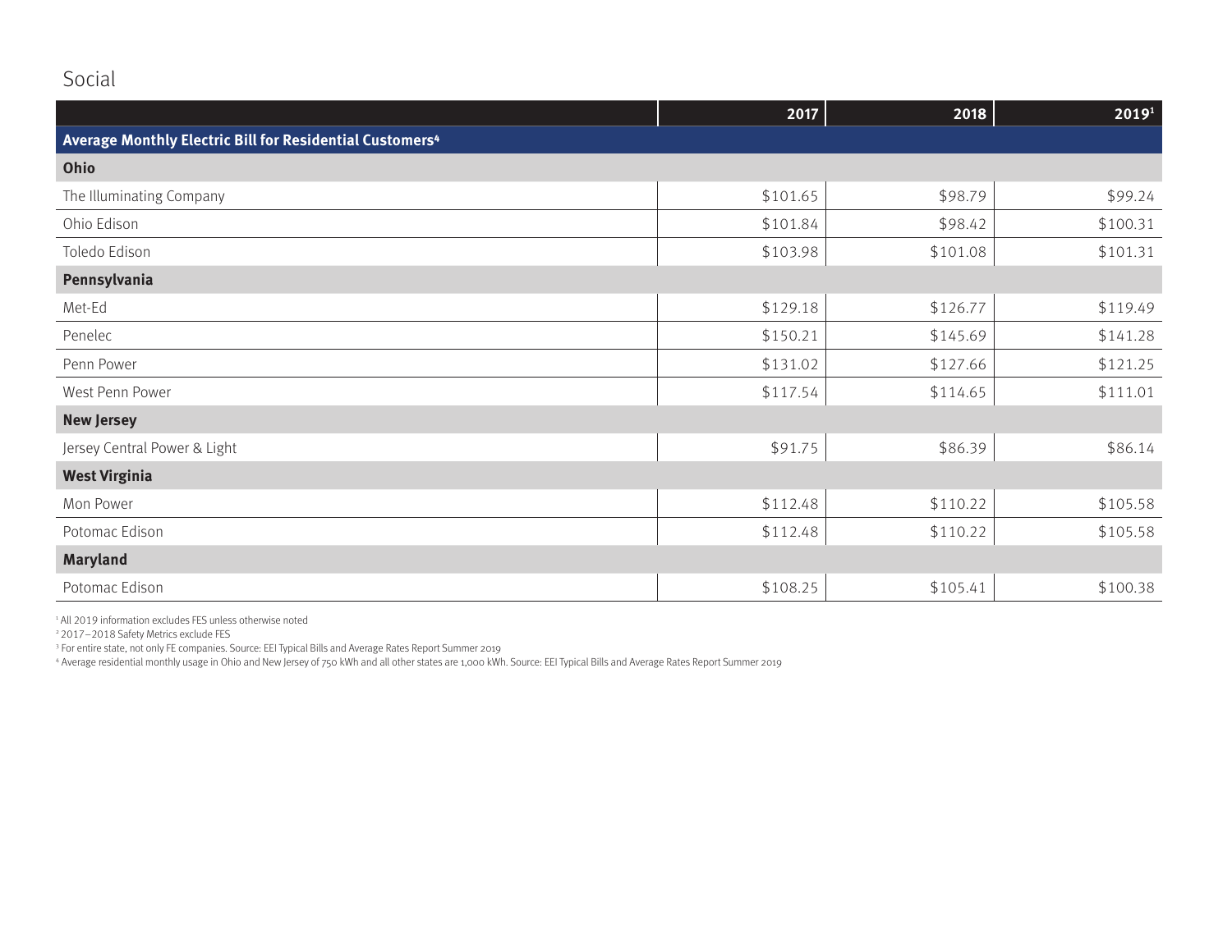## Social

| | 2017 | 2018 | 2019[1] |
|---|---|---|---|
| **Average Monthly Electric Bill for Residential Customers[4]** | | | |
| **Ohio** | | | |
| The Illuminating Company | $101.65 | $98.79 | $99.24 |
| Ohio Edison | $101.84 | $98.42 | $100.31 |
| Toledo Edison | $103.98 | $101.08 | $101.31 |
| **Pennsylvania** | | | |
| Met-Ed | $129.18 | $126.77 | $119.49 |
| Penelec | $150.21 | $145.69 | $141.28 |
| Penn Power | $131.02 | $127.66 | $121.25 |
| West Penn Power | $117.54 | $114.65 | $111.01 |
| **New Jersey** | | | |
| Jersey Central Power & Light | $91.75 | $86.39 | $86.14 |
| **West Virginia** | | | |
| Mon Power | $112.48 | $110.22 | $105.58 |
| Potomac Edison | $112.48 | $110.22 | $105.58 |
| **Maryland** | | | |
| Potomac Edison | $108.25 | $105.41 | $100.38 |

[1] All 2019 information excludes FES unless otherwise noted

[2] 2017–2018 Safety Metrics exclude FES

[3] For entire state, not only FE companies. Source: EEI Typical Bills and Average Rates Report Summer 2019

[4] Average residential monthly usage in Ohio and New Jersey of 750 kWh and all other states are 1,000 kWh. Source: EEI Typical Bills and Average Rates Report Summer 2019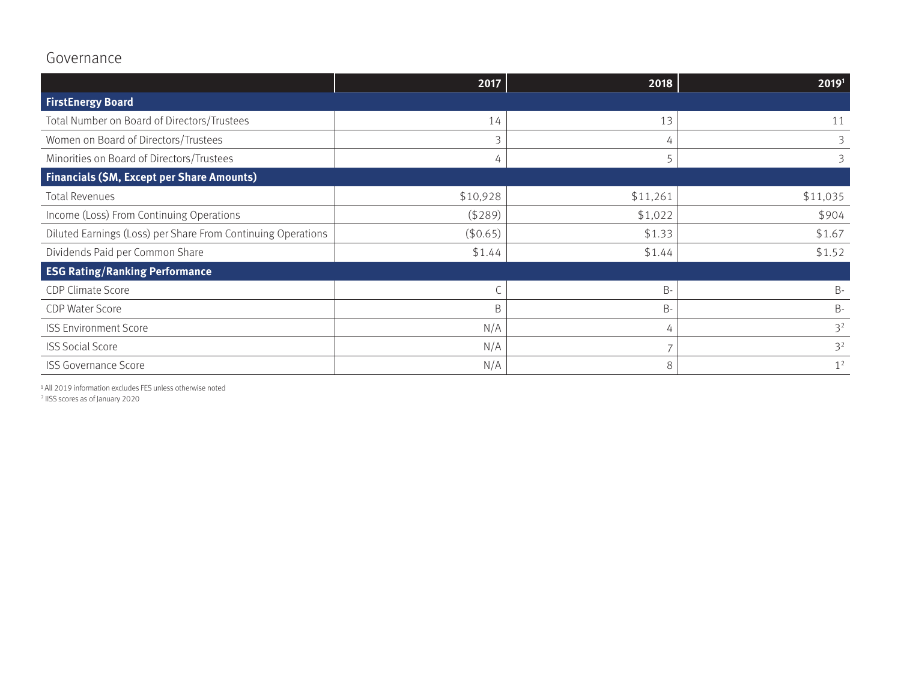## Governance

| | 2017 | 2018 | 2019[1] |
|---|---|---|---|
| **FirstEnergy Board** | | | |
| Total Number on Board of Directors/Trustees | 14 | 13 | 11 |
| Women on Board of Directors/Trustees | 3 | 4 | 3 |
| Minorities on Board of Directors/Trustees | 4 | 5 | 3 |
| **Financials ($M, Except per Share Amounts)** | | | |
| Total Revenues | $10,928 | $11,261 | $11,035 |
| Income (Loss) From Continuing Operations | ($289) | $1,022 | $904 |
| Diluted Earnings (Loss) per Share From Continuing Operations | ($0.65) | $1.33 | $1.67 |
| Dividends Paid per Common Share | $1.44 | $1.44 | $1.52 |
| **ESG Rating/Ranking Performance** | | | |
| CDP Climate Score | C | B- | B- |
| CDP Water Score | B | B- | B- |
| ISS Environment Score | N/A | 4 | 3[2] |
| ISS Social Score | N/A | 7 | 3[2] |
| ISS Governance Score | N/A | 8 | 1[2] |

[1] All 2019 information excludes FES unless otherwise noted

[2] IISS scores as of January 2020